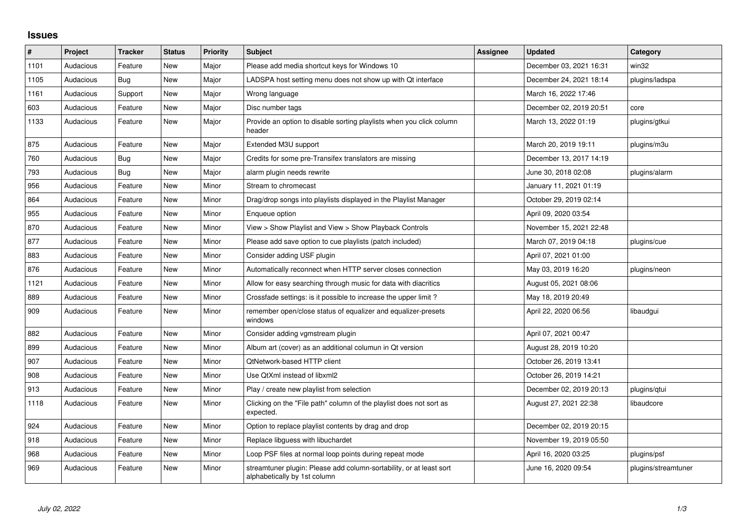# Issues

| # | Project | Tracker | Status | Priority | Subject | Assignee | Updated | Category |
|---|---|---|---|---|---|---|---|---|
| 1101 | Audacious | Feature | New | Major | Please add media shortcut keys for Windows 10 | | December 03, 2021 16:31 | win32 |
| 1105 | Audacious | Bug | New | Major | LADSPA host setting menu does not show up with Qt interface | | December 24, 2021 18:14 | plugins/ladspa |
| 1161 | Audacious | Support | New | Major | Wrong language | | March 16, 2022 17:46 | |
| 603 | Audacious | Feature | New | Major | Disc number tags | | December 02, 2019 20:51 | core |
| 1133 | Audacious | Feature | New | Major | Provide an option to disable sorting playlists when you click column header | | March 13, 2022 01:19 | plugins/gtkui |
| 875 | Audacious | Feature | New | Major | Extended M3U support | | March 20, 2019 19:11 | plugins/m3u |
| 760 | Audacious | Bug | New | Major | Credits for some pre-Transifex translators are missing | | December 13, 2017 14:19 | |
| 793 | Audacious | Bug | New | Major | alarm plugin needs rewrite | | June 30, 2018 02:08 | plugins/alarm |
| 956 | Audacious | Feature | New | Minor | Stream to chromecast | | January 11, 2021 01:19 | |
| 864 | Audacious | Feature | New | Minor | Drag/drop songs into playlists displayed in the Playlist Manager | | October 29, 2019 02:14 | |
| 955 | Audacious | Feature | New | Minor | Enqueue option | | April 09, 2020 03:54 | |
| 870 | Audacious | Feature | New | Minor | View > Show Playlist and View > Show Playback Controls | | November 15, 2021 22:48 | |
| 877 | Audacious | Feature | New | Minor | Please add save option to cue playlists (patch included) | | March 07, 2019 04:18 | plugins/cue |
| 883 | Audacious | Feature | New | Minor | Consider adding USF plugin | | April 07, 2021 01:00 | |
| 876 | Audacious | Feature | New | Minor | Automatically reconnect when HTTP server closes connection | | May 03, 2019 16:20 | plugins/neon |
| 1121 | Audacious | Feature | New | Minor | Allow for easy searching through music for data with diacritics | | August 05, 2021 08:06 | |
| 889 | Audacious | Feature | New | Minor | Crossfade settings: is it possible to increase the upper limit ? | | May 18, 2019 20:49 | |
| 909 | Audacious | Feature | New | Minor | remember open/close status of equalizer and equalizer-presets windows | | April 22, 2020 06:56 | libaudgui |
| 882 | Audacious | Feature | New | Minor | Consider adding vgmstream plugin | | April 07, 2021 00:47 | |
| 899 | Audacious | Feature | New | Minor | Album art (cover) as an additional columun in Qt version | | August 28, 2019 10:20 | |
| 907 | Audacious | Feature | New | Minor | QtNetwork-based HTTP client | | October 26, 2019 13:41 | |
| 908 | Audacious | Feature | New | Minor | Use QtXml instead of libxml2 | | October 26, 2019 14:21 | |
| 913 | Audacious | Feature | New | Minor | Play / create new playlist from selection | | December 02, 2019 20:13 | plugins/qtui |
| 1118 | Audacious | Feature | New | Minor | Clicking on the "File path" column of the playlist does not sort as expected. | | August 27, 2021 22:38 | libaudcore |
| 924 | Audacious | Feature | New | Minor | Option to replace playlist contents by drag and drop | | December 02, 2019 20:15 | |
| 918 | Audacious | Feature | New | Minor | Replace libguess with libuchardet | | November 19, 2019 05:50 | |
| 968 | Audacious | Feature | New | Minor | Loop PSF files at normal loop points during repeat mode | | April 16, 2020 03:25 | plugins/psf |
| 969 | Audacious | Feature | New | Minor | streamtuner plugin: Please add column-sortability, or at least sort alphabetically by 1st column | | June 16, 2020 09:54 | plugins/streamtuner |

*July 02, 2022*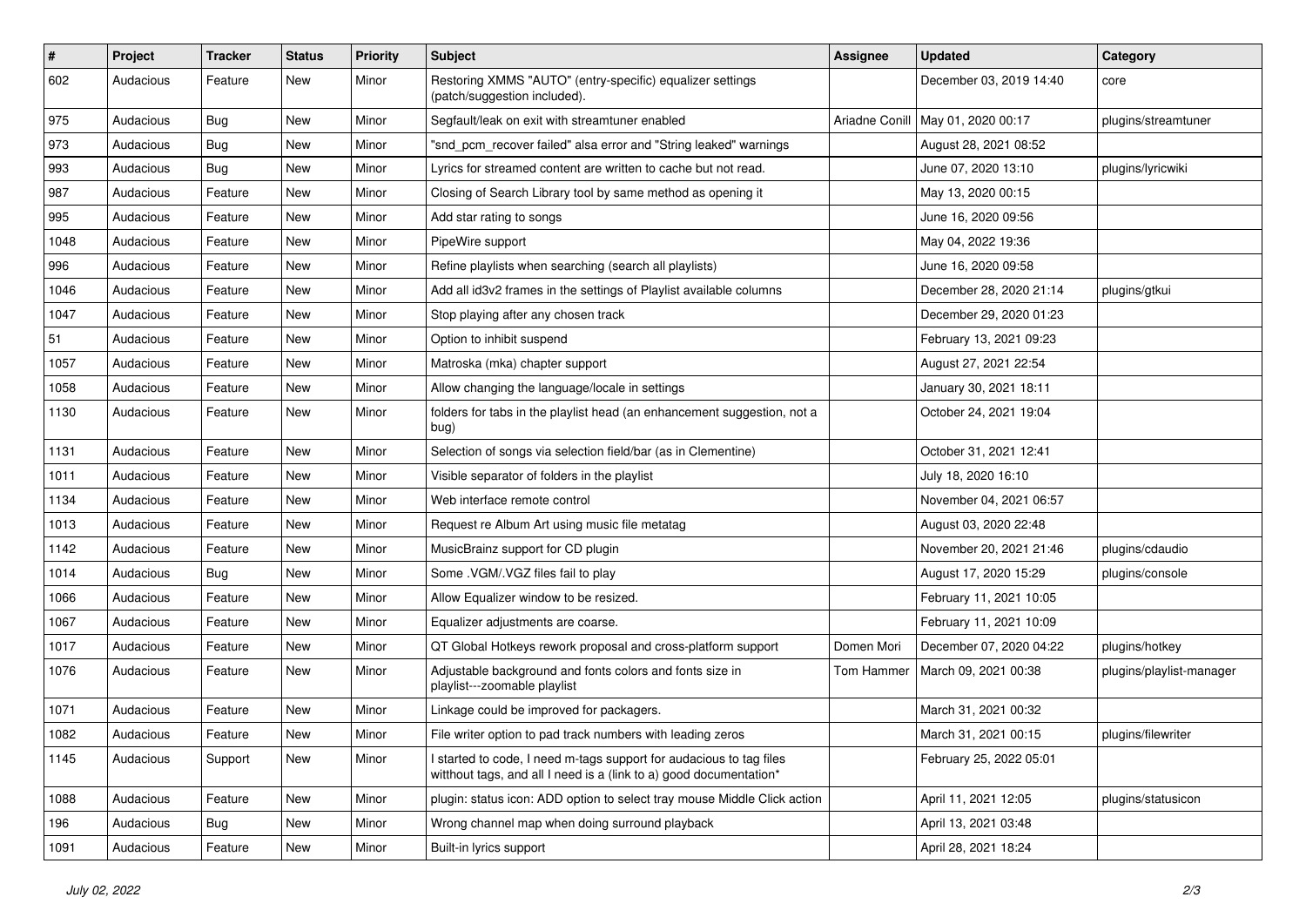| # | Project | Tracker | Status | Priority | Subject | Assignee | Updated | Category |
|---|---|---|---|---|---|---|---|---|
| 602 | Audacious | Feature | New | Minor | Restoring XMMS "AUTO" (entry-specific) equalizer settings (patch/suggestion included). | | December 03, 2019 14:40 | core |
| 975 | Audacious | Bug | New | Minor | Segfault/leak on exit with streamtuner enabled | Ariadne Conill | May 01, 2020 00:17 | plugins/streamtuner |
| 973 | Audacious | Bug | New | Minor | "snd_pcm_recover failed" alsa error and "String leaked" warnings | | August 28, 2021 08:52 | |
| 993 | Audacious | Bug | New | Minor | Lyrics for streamed content are written to cache but not read. | | June 07, 2020 13:10 | plugins/lyricwiki |
| 987 | Audacious | Feature | New | Minor | Closing of Search Library tool by same method as opening it | | May 13, 2020 00:15 | |
| 995 | Audacious | Feature | New | Minor | Add star rating to songs | | June 16, 2020 09:56 | |
| 1048 | Audacious | Feature | New | Minor | PipeWire support | | May 04, 2022 19:36 | |
| 996 | Audacious | Feature | New | Minor | Refine playlists when searching (search all playlists) | | June 16, 2020 09:58 | |
| 1046 | Audacious | Feature | New | Minor | Add all id3v2 frames in the settings of Playlist available columns | | December 28, 2020 21:14 | plugins/gtkui |
| 1047 | Audacious | Feature | New | Minor | Stop playing after any chosen track | | December 29, 2020 01:23 | |
| 51 | Audacious | Feature | New | Minor | Option to inhibit suspend | | February 13, 2021 09:23 | |
| 1057 | Audacious | Feature | New | Minor | Matroska (mka) chapter support | | August 27, 2021 22:54 | |
| 1058 | Audacious | Feature | New | Minor | Allow changing the language/locale in settings | | January 30, 2021 18:11 | |
| 1130 | Audacious | Feature | New | Minor | folders for tabs in the playlist head (an enhancement suggestion, not a bug) | | October 24, 2021 19:04 | |
| 1131 | Audacious | Feature | New | Minor | Selection of songs via selection field/bar (as in Clementine) | | October 31, 2021 12:41 | |
| 1011 | Audacious | Feature | New | Minor | Visible separator of folders in the playlist | | July 18, 2020 16:10 | |
| 1134 | Audacious | Feature | New | Minor | Web interface remote control | | November 04, 2021 06:57 | |
| 1013 | Audacious | Feature | New | Minor | Request re Album Art using music file metatag | | August 03, 2020 22:48 | |
| 1142 | Audacious | Feature | New | Minor | MusicBrainz support for CD plugin | | November 20, 2021 21:46 | plugins/cdaudio |
| 1014 | Audacious | Bug | New | Minor | Some .VGM/.VGZ files fail to play | | August 17, 2020 15:29 | plugins/console |
| 1066 | Audacious | Feature | New | Minor | Allow Equalizer window to be resized. | | February 11, 2021 10:05 | |
| 1067 | Audacious | Feature | New | Minor | Equalizer adjustments are coarse. | | February 11, 2021 10:09 | |
| 1017 | Audacious | Feature | New | Minor | QT Global Hotkeys rework proposal and cross-platform support | Domen Mori | December 07, 2020 04:22 | plugins/hotkey |
| 1076 | Audacious | Feature | New | Minor | Adjustable background and fonts colors and fonts size in playlist---zoomable playlist | Tom Hammer | March 09, 2021 00:38 | plugins/playlist-manager |
| 1071 | Audacious | Feature | New | Minor | Linkage could be improved for packagers. | | March 31, 2021 00:32 | |
| 1082 | Audacious | Feature | New | Minor | File writer option to pad track numbers with leading zeros | | March 31, 2021 00:15 | plugins/filewriter |
| 1145 | Audacious | Support | New | Minor | I started to code, I need m-tags support for audacious to tag files witthout tags, and all I need is a (link to a) good documentation* | | February 25, 2022 05:01 | |
| 1088 | Audacious | Feature | New | Minor | plugin: status icon: ADD option to select tray mouse Middle Click action | | April 11, 2021 12:05 | plugins/statusicon |
| 196 | Audacious | Bug | New | Minor | Wrong channel map when doing surround playback | | April 13, 2021 03:48 | |
| 1091 | Audacious | Feature | New | Minor | Built-in lyrics support | | April 28, 2021 18:24 | |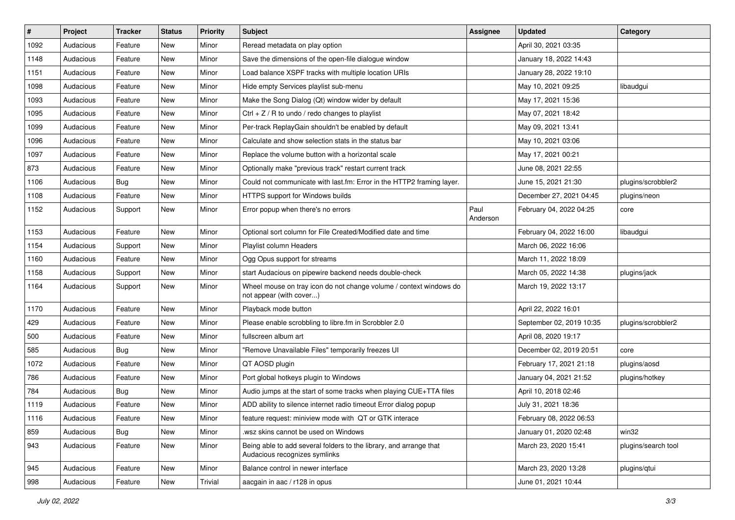| # | Project | Tracker | Status | Priority | Subject | Assignee | Updated | Category |
|---|---|---|---|---|---|---|---|---|
| 1092 | Audacious | Feature | New | Minor | Reread metadata on play option | | April 30, 2021 03:35 | |
| 1148 | Audacious | Feature | New | Minor | Save the dimensions of the open-file dialogue window | | January 18, 2022 14:43 | |
| 1151 | Audacious | Feature | New | Minor | Load balance XSPF tracks with multiple location URIs | | January 28, 2022 19:10 | |
| 1098 | Audacious | Feature | New | Minor | Hide empty Services playlist sub-menu | | May 10, 2021 09:25 | libaudgui |
| 1093 | Audacious | Feature | New | Minor | Make the Song Dialog (Qt) window wider by default | | May 17, 2021 15:36 | |
| 1095 | Audacious | Feature | New | Minor | Ctrl + Z / R to undo / redo changes to playlist | | May 07, 2021 18:42 | |
| 1099 | Audacious | Feature | New | Minor | Per-track ReplayGain shouldn't be enabled by default | | May 09, 2021 13:41 | |
| 1096 | Audacious | Feature | New | Minor | Calculate and show selection stats in the status bar | | May 10, 2021 03:06 | |
| 1097 | Audacious | Feature | New | Minor | Replace the volume button with a horizontal scale | | May 17, 2021 00:21 | |
| 873 | Audacious | Feature | New | Minor | Optionally make "previous track" restart current track | | June 08, 2021 22:55 | |
| 1106 | Audacious | Bug | New | Minor | Could not communicate with last.fm: Error in the HTTP2 framing layer. | | June 15, 2021 21:30 | plugins/scrobbler2 |
| 1108 | Audacious | Feature | New | Minor | HTTPS support for Windows builds | | December 27, 2021 04:45 | plugins/neon |
| 1152 | Audacious | Support | New | Minor | Error popup when there's no errors | Paul Anderson | February 04, 2022 04:25 | core |
| 1153 | Audacious | Feature | New | Minor | Optional sort column for File Created/Modified date and time | | February 04, 2022 16:00 | libaudgui |
| 1154 | Audacious | Support | New | Minor | Playlist column Headers | | March 06, 2022 16:06 | |
| 1160 | Audacious | Feature | New | Minor | Ogg Opus support for streams | | March 11, 2022 18:09 | |
| 1158 | Audacious | Support | New | Minor | start Audacious on pipewire backend needs double-check | | March 05, 2022 14:38 | plugins/jack |
| 1164 | Audacious | Support | New | Minor | Wheel mouse on tray icon do not change volume / context windows do not appear (with cover...) | | March 19, 2022 13:17 | |
| 1170 | Audacious | Feature | New | Minor | Playback mode button | | April 22, 2022 16:01 | |
| 429 | Audacious | Feature | New | Minor | Please enable scrobbling to libre.fm in Scrobbler 2.0 | | September 02, 2019 10:35 | plugins/scrobbler2 |
| 500 | Audacious | Feature | New | Minor | fullscreen album art | | April 08, 2020 19:17 | |
| 585 | Audacious | Bug | New | Minor | "Remove Unavailable Files" temporarily freezes UI | | December 02, 2019 20:51 | core |
| 1072 | Audacious | Feature | New | Minor | QT AOSD plugin | | February 17, 2021 21:18 | plugins/aosd |
| 786 | Audacious | Feature | New | Minor | Port global hotkeys plugin to Windows | | January 04, 2021 21:52 | plugins/hotkey |
| 784 | Audacious | Bug | New | Minor | Audio jumps at the start of some tracks when playing CUE+TTA files | | April 10, 2018 02:46 | |
| 1119 | Audacious | Feature | New | Minor | ADD ability to silence internet radio timeout Error dialog popup | | July 31, 2021 18:36 | |
| 1116 | Audacious | Feature | New | Minor | feature request: miniview mode with QT or GTK interace | | February 08, 2022 06:53 | |
| 859 | Audacious | Bug | New | Minor | .wsz skins cannot be used on Windows | | January 01, 2020 02:48 | win32 |
| 943 | Audacious | Feature | New | Minor | Being able to add several folders to the library, and arrange that Audacious recognizes symlinks | | March 23, 2020 15:41 | plugins/search tool |
| 945 | Audacious | Feature | New | Minor | Balance control in newer interface | | March 23, 2020 13:28 | plugins/qtui |
| 998 | Audacious | Feature | New | Trivial | aacgain in aac / r128 in opus | | June 01, 2021 10:44 | |